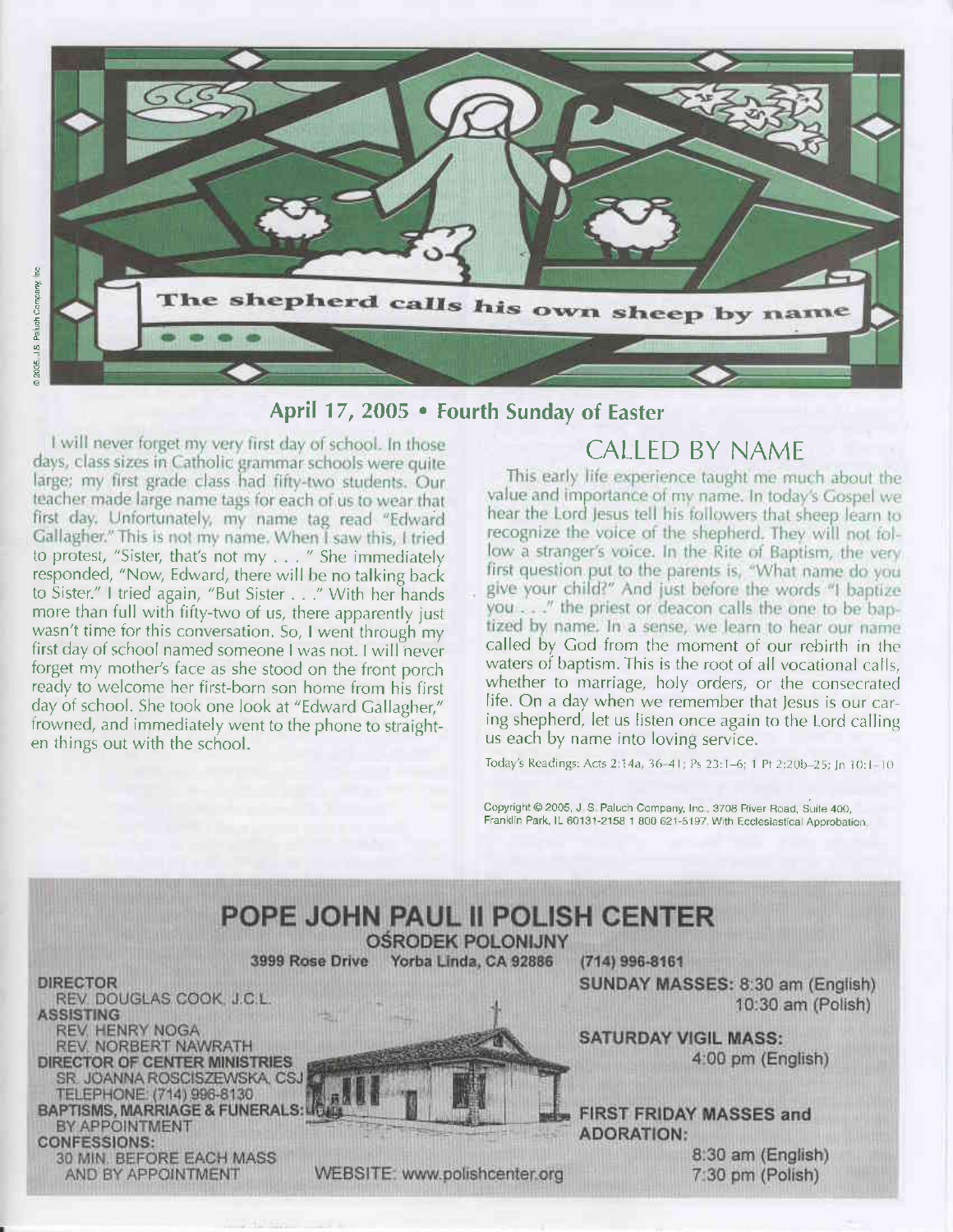The shepherd calls his own sheep by name

## April 17, 2005 • Fourth Sunday of Easter

# CALLED BY NAME

I will never forget my very first day of school. In those days, class sizes in Catholic grammar schools were quite large; my first grade class had fifty-two students. Our teacher made large name tags for each of us to wear that first day. Unfortunately, my name tag read "Edward Gallagher." This is not my name. When I saw this, I tried to protest, "Sister, that's not my . . ." She immediately responded, "Now, Edward, there will be no talking back to Sister." I tried again, "But Sister . . ." With her hands more than full with fifty-two of us, there apparently just wasn't time for this conversation. So, I went through my first day of school named someone I was not. I will never forget my mother's face as she stood on the front porch ready to welcome her first-born son home from his first day of school. She took one look at "Edward Gallagher," frowned, and immediately went to the phone to straighten things out with the school.

This early life experience taught me much about the value and importance of my name. In today's Gospel we hear the Lord Jesus tell his followers that sheep learn to recognize the voice of the shepherd. They will not follow a stranger's voice. In the Rite of Baptism, the very first question put to the parents is, "What name do you give your child?" And just before the words "I baptize you . . ." the priest or deacon calls the one to be baptized by name. In a sense, we learn to hear our name called by God from the moment of our rebirth in the waters of baptism. This is the root of all vocational calls, whether to marriage, holy orders, or the consecrated life. On a day when we remember that Jesus is our caring shepherd, let us listen once again to the Lord calling us each by name into loving service.

Today's Readings: Acts 2:14a, 36–41; Ps 23:1–6; 1 Pt 2:20b–25; Jn 10:1–10

Copyright © 2005, J. S. Paluch Company, Inc., 3708 River Road, Suite 400, Franklin Park, IL 60131-2158 1 800 621-5197. With Ecclesiastical Approbation.

# POPE JOHN PAUL II POLISH CENTER

**OŚRODEK POLONIJNY**

3999 Rose Drive Yorba Linda, CA 92886 (714) 996-8161

**DIRECTOR**
REV. DOUGLAS COOK, J.C.L.

**ASSISTING**
REV. HENRY NOGA
REV. NORBERT NAWRATH

**DIRECTOR OF CENTER MINISTRIES**
SR. JOANNA ROSCISZEWSKA, CSJ
TELEPHONE: (714) 996-8130

**BAPTISMS, MARRIAGE & FUNERALS:**
BY APPOINTMENT

**CONFESSIONS:**
30 MIN. BEFORE EACH MASS
AND BY APPOINTMENT

WEBSITE: www.polishcenter.org

**SUNDAY MASSES:** 8:30 am (English)
10:30 am (Polish)

**SATURDAY VIGIL MASS:**
4:00 pm (English)

**FIRST FRIDAY MASSES and ADORATION:**
8:30 am (English)
7:30 pm (Polish)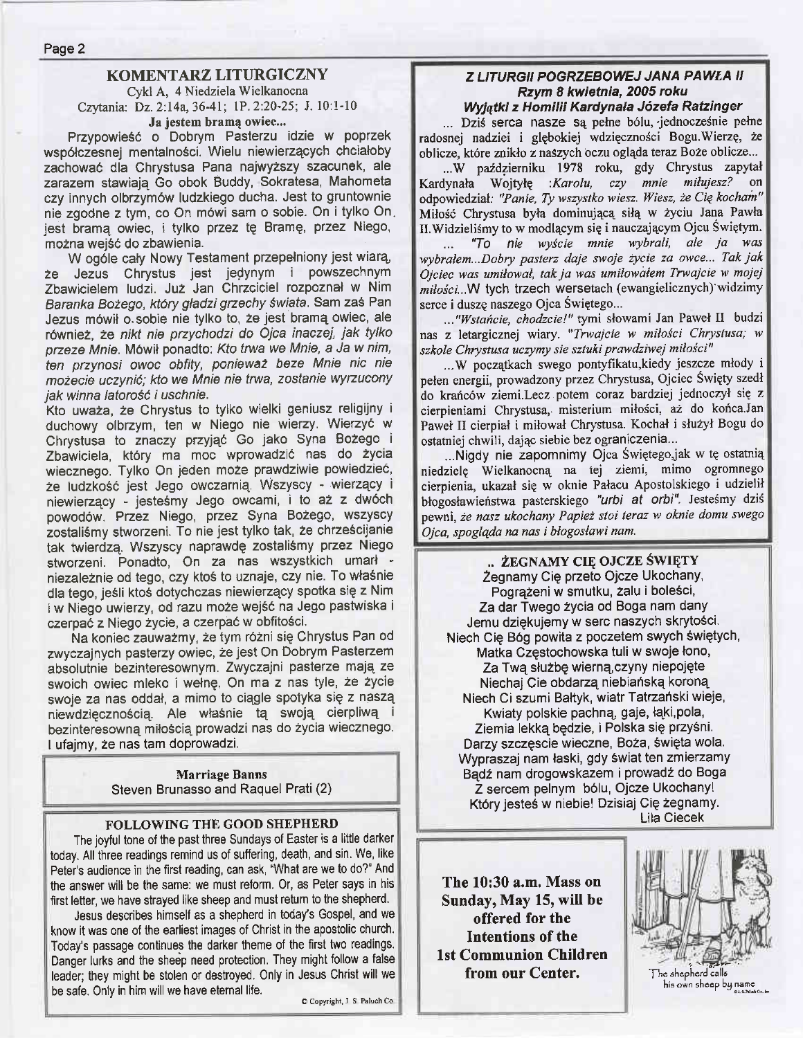## KOMENTARZ LITURGICZNY

Cykl A, 4 Niedziela Wielkanocna

Czytania: Dz. 2:14a, 36-41; 1P. 2:20-25; J. 10:1-10

**Ja jestem bramą owiec...**

Przypowieść o Dobrym Pasterzu idzie w poprzek współczesnej mentalności. Wielu niewierzących chciałoby zachować dla Chrystusa Pana najwyższy szacunek, ale zarazem stawiają Go obok Buddy, Sokratesa, Mahometa czy innych olbrzymów ludzkiego ducha. Jest to gruntownie nie zgodne z tym, co On mówi sam o sobie. On i tylko On jest bramą owiec, i tylko przez tę Bramę, przez Niego, można wejść do zbawienia.

W ogóle cały Nowy Testament przepełniony jest wiarą, że Jezus Chrystus jest jedynym i powszechnym Zbawicielem ludzi. Już Jan Chrzciciel rozpoznał w Nim *Baranka Bożego, który gładzi grzechy świata*. Sam zaś Pan Jezus mówił o sobie nie tylko to, że jest bramą owiec, ale również, że *nikt nie przychodzi do Ojca inaczej, jak tylko przeze Mnie*. Mówił ponadto: *Kto trwa we Mnie, a Ja w nim, ten przynosi owoc obfity, ponieważ beze Mnie nic nie możecie uczynić; kto we Mnie nie trwa, zostanie wyrzucony jak winna latorośl i uschnie*.

Kto uważa, że Chrystus to tylko wielki geniusz religijny i duchowy olbrzym, ten w Niego nie wierzy. Wierzyć w Chrystusa to znaczy przyjąć Go jako Syna Bożego i Zbawiciela, który ma moc wprowadzić nas do życia wiecznego. Tylko On jeden może prawdziwie powiedzieć, że ludzkość jest Jego owczarnią. Wszyscy - wierzący i niewierzący - jesteśmy Jego owcami, i to aż z dwóch powodów. Przez Niego, przez Syna Bożego, wszyscy zostaliśmy stworzeni. To nie jest tylko tak, że chrześcijanie tak twierdzą. Wszyscy naprawdę zostaliśmy przez Niego stworzeni. Ponadto, On za nas wszystkich umarł - niezależnie od tego, czy ktoś to uznaje, czy nie. To właśnie dla tego, jeśli ktoś dotychczas niewierzący spotka się z Nim i w Niego uwierzy, od razu może wejść na Jego pastwiska i czerpać z Niego życie, a czerpać w obfitości.

Na koniec zauważmy, że tym różni się Chrystus Pan od zwyczajnych pasterzy owiec, że jest On Dobrym Pasterzem absolutnie bezinteresownym. Zwyczajni pasterze mają ze swoich owiec mleko i wełnę. On ma z nas tyle, że życie swoje za nas oddał, a mimo to ciągle spotyka się z naszą niewdzięcznością. Ale właśnie tą swoją cierpliwą i bezinteresowną miłością prowadzi nas do życia wiecznego. I ufajmy, że nas tam doprowadzi.

**Marriage Banns**

Steven Brunasso and Raquel Prati (2)

### FOLLOWING THE GOOD SHEPHERD

The joyful tone of the past three Sundays of Easter is a little darker today. All three readings remind us of suffering, death, and sin. We, like Peter's audience in the first reading, can ask, "What are we to do?" And the answer will be the same: we must reform. Or, as Peter says in his first letter, we have strayed like sheep and must return to the shepherd.

Jesus describes himself as a shepherd in today's Gospel, and we know it was one of the earliest images of Christ in the apostolic church. Today's passage continues the darker theme of the first two readings. Danger lurks and the sheep need protection. They might follow a false leader; they might be stolen or destroyed. Only in Jesus Christ will we be safe. Only in him will we have eternal life.

© Copyright, J. S. Paluch Co.

### *Z LITURGII POGRZEBOWEJ JANA PAWŁA II*
### *Rzym 8 kwietnia, 2005 roku*
### *Wyjątki z Homilii Kardynała Józefa Ratzinger*

... Dziś serca nasze są pełne bólu, jednocześnie pełne radosnej nadziei i głębokiej wdzięczności Bogu. Wierzę, że oblicze, które znikło z naszych oczu ogląda teraz Boże oblicze...

...W październiku 1978 roku, gdy Chrystus zapytał Kardynała Wojtyłę :*Karolu, czy mnie miłujesz?* on odpowiedział: *"Panie, Ty wszystko wiesz. Wiesz, że Cię kocham"* Miłość Chrystusa była dominującą siłą w życiu Jana Pawła II. Widzieliśmy to w modlącym się i nauczającym Ojcu Świętym.

... *"To nie wyście mnie wybrali, ale ja was wybrałem...Dobry pasterz daje swoje życie za owce... Tak jak Ojciec was umiłował, tak ja was umiłowałem Trwajcie w mojej miłości*...W tych trzech wersetach (ewangelicznych) widzimy serce i duszę naszego Ojca Świętego...

...*"Wstańcie, chodźcie!"* tymi słowami Jan Paweł II budzi nas z letargicznej wiary. *"Trwajcie w miłości Chrystusa; w szkole Chrystusa uczymy sie sztuki prawdziwej miłości"*

...W początkach swego pontyfikatu, kiedy jeszcze młody i pełen energii, prowadzony przez Chrystusa, Ojciec Święty szedł do krańców ziemi. Lecz potem coraz bardziej jednoczył się z cierpieniami Chrystusa, misterium miłości, aż do końca. Jan Paweł II cierpiał i miłował Chrystusa. Kochał i służył Bogu do ostatniej chwili, dając siebie bez ograniczenia...

...Nigdy nie zapomnimy Ojca Świętego, jak w tę ostatnią niedzielę Wielkanocną na tej ziemi, mimo ogromnego cierpienia, ukazał się w oknie Pałacu Apostolskiego i udzielił błogosławieństwa pasterskiego *"urbi at orbi"*. Jesteśmy dziś pewni, *że nasz ukochany Papież stoi teraz w oknie domu swego Ojca, spogląda na nas i błogosławi nam.*

### .. ŻEGNAMY CIĘ OJCZE ŚWIĘTY

Żegnamy Cię przeto Ojcze Ukochany,
Pogrążeni w smutku, żalu i boleści,
Za dar Twego życia od Boga nam dany
Jemu dziękujemy w serc naszych skrytości.
Niech Cię Bóg powita z pocztem swych świętych,
Matka Częstochowska tuli w swoje łono,
Za Twą służbę wierną, czyny niepojęte
Niechaj Cie obdarzą niebiańską koroną
Niech Ci szumi Bałtyk, wiatr Tatrzański wieje,
Kwiaty polskie pachną, gaje, łąki, pola,
Ziemia lekką będzie, i Polska się przyśni.
Darzy szczęscie wieczne, Boża, święta wola.
Wypraszaj nam łaski, gdy świat ten zmierzamy
Bądź nam drogowskazem i prowadź do Boga
Z sercem pełnym bólu, Ojcze Ukochany!
Który jesteś w niebie! Dzisiaj Cię żegnamy.

Lila Ciecek

**The 10:30 a.m. Mass on Sunday, May 15, will be offered for the Intentions of the 1st Communion Children from our Center.**

The shepherd calls his own sheep by name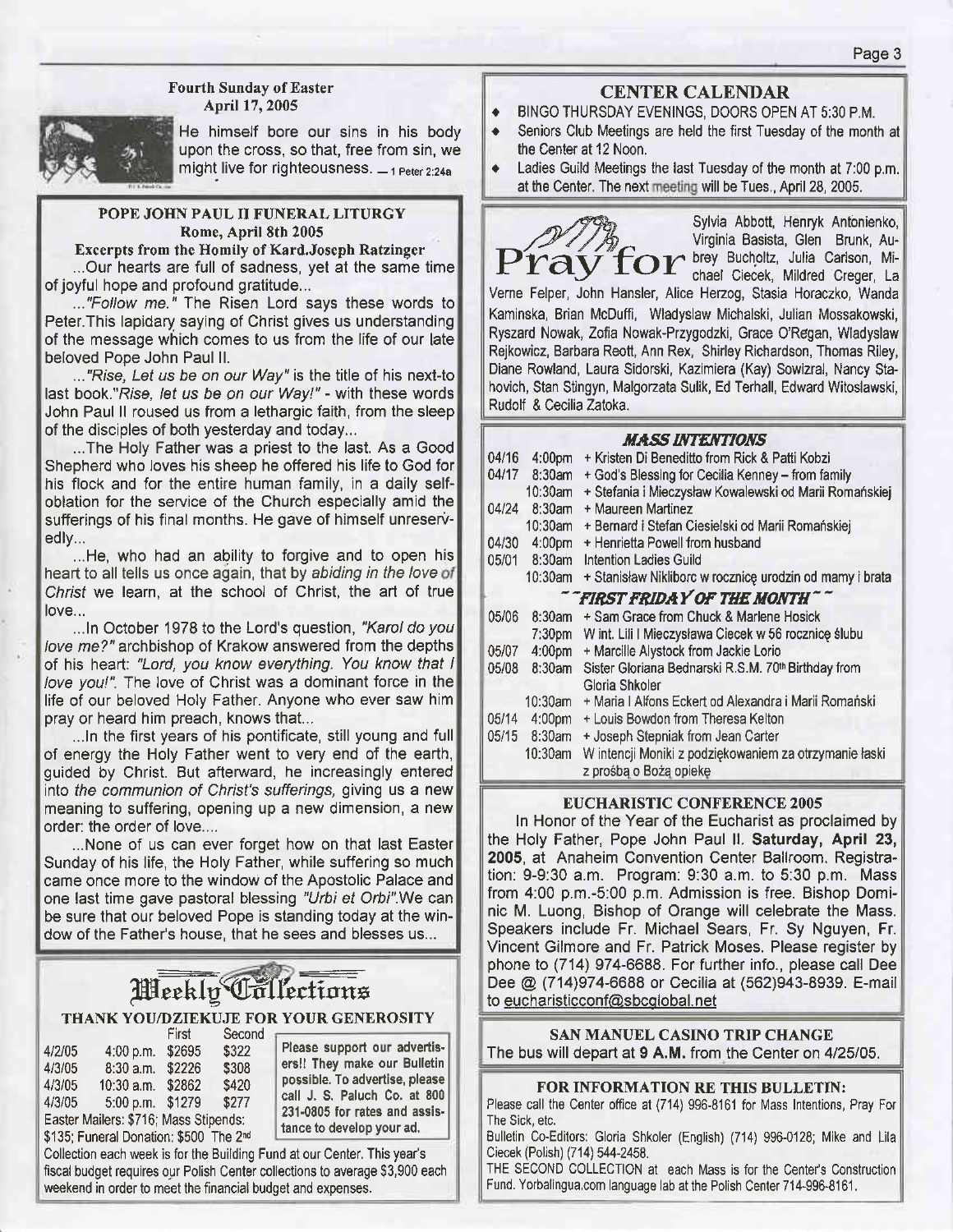### Fourth Sunday of Easter
April 17, 2005

He himself bore our sins in his body upon the cross, so that, free from sin, we might live for righteousness. — 1 Peter 2:24a

### POPE JOHN PAUL II FUNERAL LITURGY
**Rome, April 8th 2005**

**Excerpts from the Homily of Kard.Joseph Ratzinger**

...Our hearts are full of sadness, yet at the same time of joyful hope and profound gratitude...

..."*Follow me.*" The Risen Lord says these words to Peter.This lapidary saying of Christ gives us understanding of the message which comes to us from the life of our late beloved Pope John Paul II.

..."*Rise, Let us be on our Way*" is the title of his next-to last book."*Rise, let us be on our Way!*" - with these words John Paul II roused us from a lethargic faith, from the sleep of the disciples of both yesterday and today...

...The Holy Father was a priest to the last. As a Good Shepherd who loves his sheep he offered his life to God for his flock and for the entire human family, in a daily self-oblation for the service of the Church especially amid the sufferings of his final months. He gave of himself unreservedly...

...He, who had an ability to forgive and to open his heart to all tells us once again, that by *abiding in the love of Christ* we learn, at the school of Christ, the art of true love...

...In October 1978 to the Lord's question, "*Karol do you love me?*" archbishop of Krakow answered from the depths of his heart: "*Lord, you know everything. You know that I love you!*". The love of Christ was a dominant force in the life of our beloved Holy Father. Anyone who ever saw him pray or heard him preach, knows that...

...In the first years of his pontificate, still young and full of energy the Holy Father went to very end of the earth, guided by Christ. But afterward, he increasingly entered into *the communion of Christ's sufferings*, giving us a new meaning to suffering, opening up a new dimension, a new order: the order of love....

...None of us can ever forget how on that last Easter Sunday of his life, the Holy Father, while suffering so much came once more to the window of the Apostolic Palace and one last time gave pastoral blessing "*Urbi et Orbi*".We can be sure that our beloved Pope is standing today at the window of the Father's house, that he sees and blesses us...

## Weekly Collections

**THANK YOU/DZIEKUJE FOR YOUR GENEROSITY**

| | | First | Second |
|---|---|---|---|
| 4/2/05 | 4:00 p.m. | $2695 | $322 |
| 4/3/05 | 8:30 a.m. | $2226 | $308 |
| 4/3/05 | 10:30 a.m. | $2862 | $420 |
| 4/3/05 | 5:00 p.m. | $1279 | $277 |

Easter Mailers: $716; Mass Stipends: $135; Funeral Donation: $500 The 2nd Collection each week is for the Building Fund at our Center. This year's fiscal budget requires our Polish Center collections to average $3,900 each weekend in order to meet the financial budget and expenses.

**Please support our advertisers!! They make our Bulletin possible. To advertise, please call J. S. Paluch Co. at 800 231-0805 for rates and assistance to develop your ad.**

### CENTER CALENDAR

- BINGO THURSDAY EVENINGS, DOORS OPEN AT 5:30 P.M.
- Seniors Club Meetings are held the first Tuesday of the month at the Center at 12 Noon.
- Ladies Guild Meetings the last Tuesday of the month at 7:00 p.m. at the Center. The next meeting will be Tues., April 28, 2005.

### Pray for

Sylvia Abbott, Henryk Antonienko, Virginia Basista, Glen Brunk, Aubrey Bucholtz, Julia Carlson, Michael Ciecek, Mildred Creger, La Verne Felper, John Hansler, Alice Herzog, Stasia Horaczko, Wanda Kaminska, Brian McDuffi, Wladyslaw Michalski, Julian Mossakowski, Ryszard Nowak, Zofia Nowak-Przygodzki, Grace O'Regan, Wladyslaw Rejkowicz, Barbara Reott, Ann Rex, Shirley Richardson, Thomas Riley, Diane Rowland, Laura Sidorski, Kazimiera (Kay) Sowizral, Nancy Stahovich, Stan Stingyn, Malgorzata Sulik, Ed Terhall, Edward Witoslawski, Rudolf & Cecilia Zatoka.

### *MASS INTENTIONS*

| | | |
|---|---|---|
| 04/16 | 4:00pm | + Kristen Di Beneditto from Rick & Patti Kobzi |
| 04/17 | 8:30am | + God's Blessing for Cecilia Kenney – from family |
| | 10:30am | + Stefania i Mieczysław Kowalewski od Marii Romańskiej |
| 04/24 | 8:30am | + Maureen Martinez |
| | 10:30am | + Bernard i Stefan Ciesielski od Marii Romańskiej |
| 04/30 | 4:00pm | + Henrietta Powell from husband |
| 05/01 | 8:30am | Intention Ladies Guild |
| | 10:30am | + Stanisław Nikliborc w rocznicę urodzin od mamy i brata |
| | | *~~FIRST FRIDAY OF THE MONTH~~* |
| 05/06 | 8:30am | + Sam Grace from Chuck & Marlene Hosick |
| | 7:30pm | W int. Lili I Mieczysława Ciecek w 56 rocznicę ślubu |
| 05/07 | 4:00pm | + Marcille Alystock from Jackie Lorio |
| 05/08 | 8:30am | Sister Gloriana Bednarski R.S.M. 70th Birthday from Gloria Shkoler |
| | 10:30am | + Maria I Alfons Eckert od Alexandra i Marii Romański |
| 05/14 | 4:00pm | + Louis Bowdon from Theresa Kelton |
| 05/15 | 8:30am | + Joseph Stepniak from Jean Carter |
| | 10:30am | W intencji Moniki z podziękowaniem za otrzymanie łaski z prośbą o Bożą opiekę |

### EUCHARISTIC CONFERENCE 2005

In Honor of the Year of the Eucharist as proclaimed by the Holy Father, Pope John Paul II. **Saturday, April 23, 2005**, at Anaheim Convention Center Ballroom. Registration: 9-9:30 a.m. Program: 9:30 a.m. to 5:30 p.m. Mass from 4:00 p.m.-5:00 p.m. Admission is free. Bishop Dominic M. Luong, Bishop of Orange will celebrate the Mass. Speakers include Fr. Michael Sears, Fr. Sy Nguyen, Fr. Vincent Gilmore and Fr. Patrick Moses. Please register by phone to (714) 974-6688. For further info., please call Dee Dee @ (714)974-6688 or Cecilia at (562)943-8939. E-mail to eucharisticconf@sbcglobal.net

### SAN MANUEL CASINO TRIP CHANGE

The bus will depart at **9 A.M.** from the Center on 4/25/05.

### FOR INFORMATION RE THIS BULLETIN:

Please call the Center office at (714) 996-8161 for Mass Intentions, Pray For The Sick, etc.

Bulletin Co-Editors: Gloria Shkoler (English) (714) 996-0128; Mike and Lila Ciecek (Polish) (714) 544-2458.

THE SECOND COLLECTION at each Mass is for the Center's Construction Fund. Yorbalingua.com language lab at the Polish Center 714-996-8161.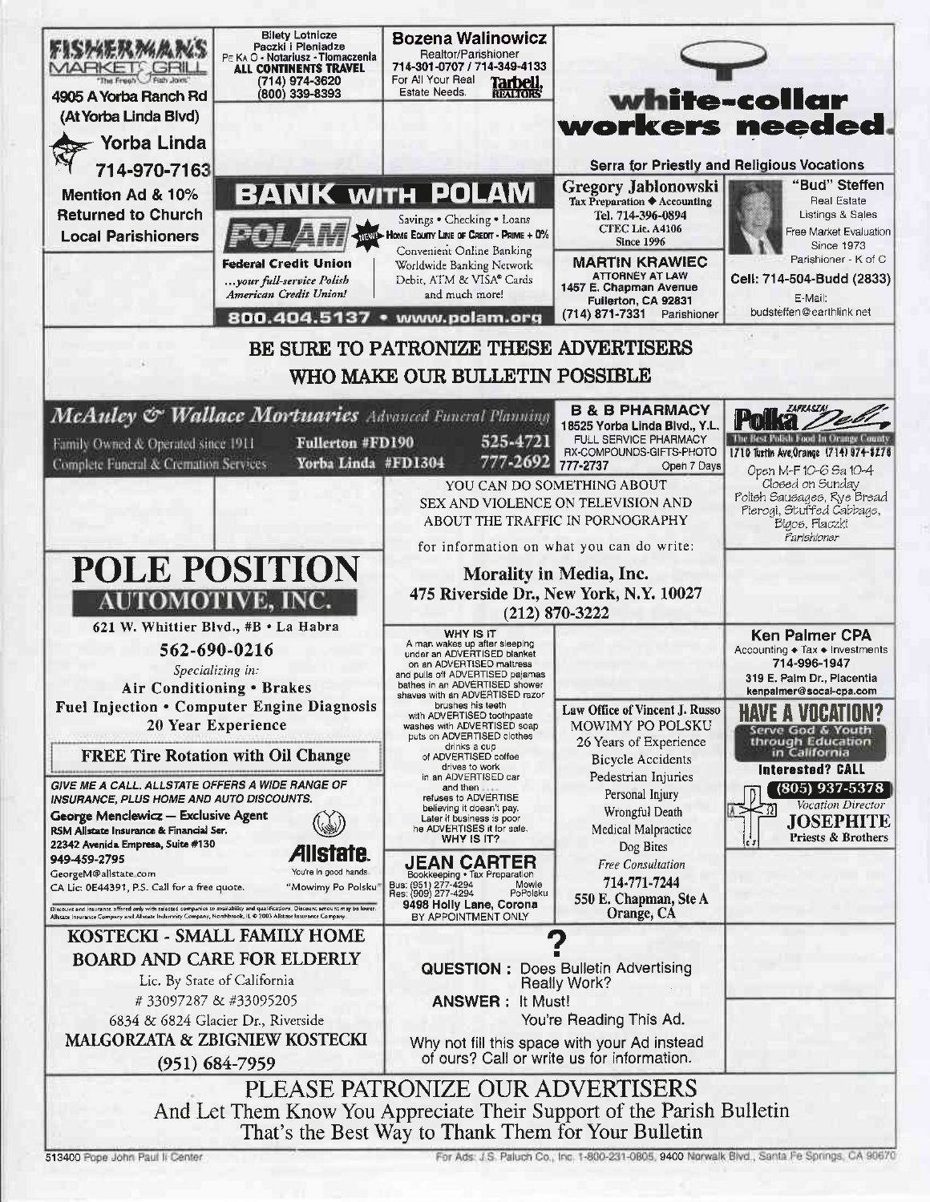**FISHERMAN'S MARKET & GRILL**
"The Fresh Fish Joint"
4905 A Yorba Ranch Rd
(At Yorba Linda Blvd)
Yorba Linda
714-970-7163
Mention Ad & 10% Returned to Church Local Parishioners

Bilety Lotnicze
Paczki i Pieniadze
PE KA O - Notariusz - Tlomaczenia
**ALL CONTINENTS TRAVEL**
(714) 974-3620
(800) 339-8393

**Bozena Walinowicz**
Realtor/Parishioner
714-301-0707 / 714-349-4133
For All Your Real Estate Needs.
Tarbell, REALTORS

**white-collar workers needed.**
Serra for Priestly and Religious Vocations

**BANK WITH POLAM**
POLAM
Federal Credit Union
...your full-service Polish American Credit Union!
Savings • Checking • Loans
NEW! Home Equity Line of Credit - Prime + 0%
Convenient Online Banking
Worldwide Banking Network
Debit, ATM & VISA® Cards
and much more!
800.404.5137 • www.polam.org

**Gregory Jablonowski**
Tax Preparation ◆ Accounting
Tel. 714-396-0894
CTEC Lic. A4106
Since 1996

**MARTIN KRAWIEC**
ATTORNEY AT LAW
1457 E. Chapman Avenue
Fullerton, CA 92831
(714) 871-7331 Parishioner

**"Bud" Steffen**
Real Estate
Listings & Sales
Free Market Evaluation
Since 1973
Parishioner - K of C
Cell: 714-504-Budd (2833)
E-Mail:
budsteffen@earthlink.net

## BE SURE TO PATRONIZE THESE ADVERTISERS WHO MAKE OUR BULLETIN POSSIBLE

***McAuley & Wallace Mortuaries*** *Advanced Funeral Planning*
Family Owned & Operated since 1911
Complete Funeral & Cremation Services
Fullerton #FD190 525-4721
Yorba Linda #FD1304 777-2692

**B & B PHARMACY**
18525 Yorba Linda Blvd., Y.L.
FULL SERVICE PHARMACY
RX-COMPOUNDS-GIFTS-PHOTO
777-2737 Open 7 Days

**Polka Deli**
The Best Polish Food In Orange County
1710 Tustin Ave, Orange (714) 974-8276
Open M-F 10-6 Sa 10-4
Closed on Sunday
Polish Sausages, Rye Bread
Pierogi, Stuffed Cabbage,
Bigos, Paczki
Parishioner

YOU CAN DO SOMETHING ABOUT SEX AND VIOLENCE ON TELEVISION AND ABOUT THE TRAFFIC IN PORNOGRAPHY

for information on what you can do write:

**Morality in Media, Inc.**
**475 Riverside Dr., New York, N.Y. 10027**
**(212) 870-3222**

# POLE POSITION
## AUTOMOTIVE, INC.
621 W. Whittier Blvd., #B • La Habra
**562-690-0216**
*Specializing in:*
Air Conditioning • Brakes
Fuel Injection • Computer Engine Diagnosis
20 Year Experience
FREE Tire Rotation with Oil Change

**WHY IS IT**
A man wakes up after sleeping under an ADVERTISED blanket on an ADVERTISED mattress and pulls off ADVERTISED pajamas bathes in an ADVERTISED shower shaves with an ADVERTISED razor brushes his teeth with ADVERTISED toothpaste washes with ADVERTISED soap puts on ADVERTISED clothes drinks a cup of ADVERTISED coffee drives to work in an ADVERTISED car and then .... refuses to ADVERTISE believing it doesn't pay. Later if business is poor he ADVERTISES it for sale.
WHY IS IT?

**Ken Palmer CPA**
Accounting ◆ Tax ◆ Investments
714-996-1947
319 E. Palm Dr., Placentia
kenpalmer@socal-cpa.com

*GIVE ME A CALL. ALLSTATE OFFERS A WIDE RANGE OF INSURANCE, PLUS HOME AND AUTO DISCOUNTS.*
**George Menclewicz – Exclusive Agent**
RSM Allstate Insurance & Financial Ser.
22342 Avenida Empresa, Suite #130
949-459-2795
GeorgeM@allstate.com
CA Lic: 0E44391, P.S. Call for a free quote.
**Allstate.** You're in good hands.
"Mowimy Po Polsku"
Discount and insurance offered only with select companies to availability and qualifications. Discount amount may be lower. Allstate Insurance Company and Allstate Indemnity Company, Northbrook, IL © 2005 Allstate Insurance Company.

**Law Office of Vincent J. Russo**
MOWIMY PO POLSKU
26 Years of Experience
Bicycle Accidents
Pedestrian Injuries
Personal Injury
Wrongful Death
Medical Malpractice
Dog Bites
*Free Consultation*
714-771-7244
550 E. Chapman, Ste A
Orange, CA

**HAVE A VOCATION?**
Serve God & Youth through Education in California
Interested? CALL
(805) 937-5378
*Vocation Director*
**JOSEPHITE**
Priests & Brothers

**JEAN CARTER**
Bookkeeping • Tax Preparation
Bus: (951) 277-4294 Mowie
Res: (909) 277-4294 PoPolsku
9498 Holly Lane, Corona
BY APPOINTMENT ONLY

**KOSTECKI - SMALL FAMILY HOME BOARD AND CARE FOR ELDERLY**
Lic. By State of California
# 33097287 & #33095205
6834 & 6824 Glacier Dr., Riverside
MALGORZATA & ZBIGNIEW KOSTECKI
(951) 684-7959

**?**
**QUESTION :** Does Bulletin Advertising Really Work?
**ANSWER :** It Must!
You're Reading This Ad.
Why not fill this space with your Ad instead of ours? Call or write us for information.

PLEASE PATRONIZE OUR ADVERTISERS
And Let Them Know You Appreciate Their Support of the Parish Bulletin
That's the Best Way to Thank Them for Your Bulletin

513400 Pope John Paul II Center

For Ads: J.S. Paluch Co., Inc. 1-800-231-0805, 9400 Norwalk Blvd., Santa Fe Springs, CA 90670